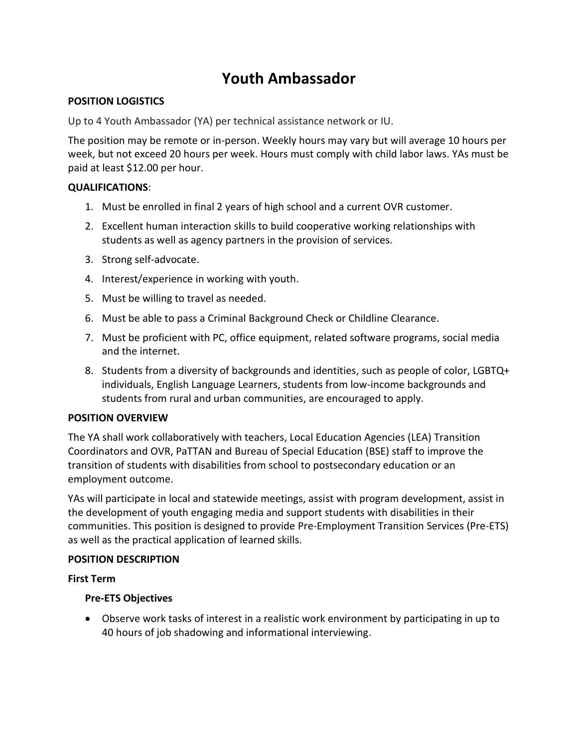# Youth Ambassador

**POSITION LOGISTICS**

Up to 4 Youth Ambassador (YA) per technical assistance network or IU.

The position may be remote or in-person. Weekly hours may vary but will average 10 hours per week, but not exceed 20 hours per week. Hours must comply with child labor laws. YAs must be paid at least $12.00 per hour.

**QUALIFICATIONS**:

1. Must be enrolled in final 2 years of high school and a current OVR customer.
2. Excellent human interaction skills to build cooperative working relationships with students as well as agency partners in the provision of services.
3. Strong self-advocate.
4. Interest/experience in working with youth.
5. Must be willing to travel as needed.
6. Must be able to pass a Criminal Background Check or Childline Clearance.
7. Must be proficient with PC, office equipment, related software programs, social media and the internet.
8. Students from a diversity of backgrounds and identities, such as people of color, LGBTQ+ individuals, English Language Learners, students from low-income backgrounds and students from rural and urban communities, are encouraged to apply.

**POSITION OVERVIEW**

The YA shall work collaboratively with teachers, Local Education Agencies (LEA) Transition Coordinators and OVR, PaTTAN and Bureau of Special Education (BSE) staff to improve the transition of students with disabilities from school to postsecondary education or an employment outcome.

YAs will participate in local and statewide meetings, assist with program development, assist in the development of youth engaging media and support students with disabilities in their communities. This position is designed to provide Pre-Employment Transition Services (Pre-ETS) as well as the practical application of learned skills.

**POSITION DESCRIPTION**

**First Term**

**Pre-ETS Objectives**

- Observe work tasks of interest in a realistic work environment by participating in up to 40 hours of job shadowing and informational interviewing.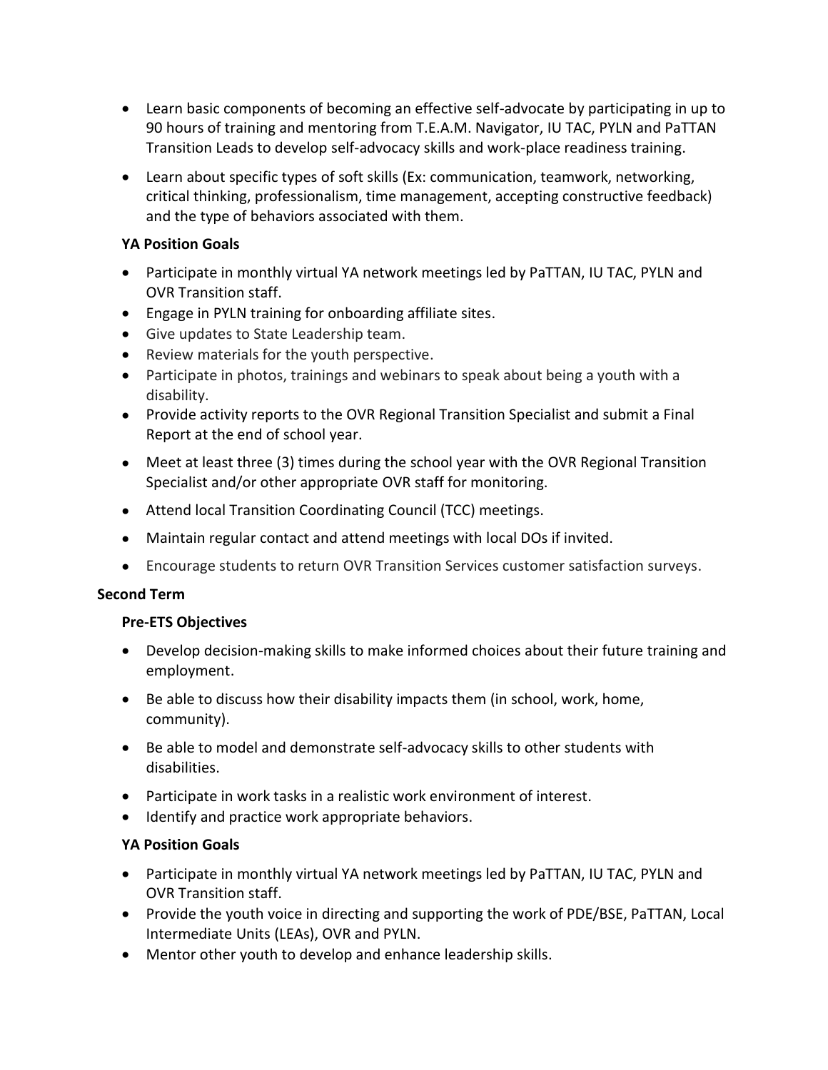- Learn basic components of becoming an effective self-advocate by participating in up to 90 hours of training and mentoring from T.E.A.M. Navigator, IU TAC, PYLN and PaTTAN Transition Leads to develop self-advocacy skills and work-place readiness training.
- Learn about specific types of soft skills (Ex: communication, teamwork, networking, critical thinking, professionalism, time management, accepting constructive feedback) and the type of behaviors associated with them.

**YA Position Goals**

- Participate in monthly virtual YA network meetings led by PaTTAN, IU TAC, PYLN and OVR Transition staff.
- Engage in PYLN training for onboarding affiliate sites.
- Give updates to State Leadership team.
- Review materials for the youth perspective.
- Participate in photos, trainings and webinars to speak about being a youth with a disability.
- Provide activity reports to the OVR Regional Transition Specialist and submit a Final Report at the end of school year.
- Meet at least three (3) times during the school year with the OVR Regional Transition Specialist and/or other appropriate OVR staff for monitoring.
- Attend local Transition Coordinating Council (TCC) meetings.
- Maintain regular contact and attend meetings with local DOs if invited.
- Encourage students to return OVR Transition Services customer satisfaction surveys.

**Second Term**

**Pre-ETS Objectives**

- Develop decision-making skills to make informed choices about their future training and employment.
- Be able to discuss how their disability impacts them (in school, work, home, community).
- Be able to model and demonstrate self-advocacy skills to other students with disabilities.
- Participate in work tasks in a realistic work environment of interest.
- Identify and practice work appropriate behaviors.

**YA Position Goals**

- Participate in monthly virtual YA network meetings led by PaTTAN, IU TAC, PYLN and OVR Transition staff.
- Provide the youth voice in directing and supporting the work of PDE/BSE, PaTTAN, Local Intermediate Units (LEAs), OVR and PYLN.
- Mentor other youth to develop and enhance leadership skills.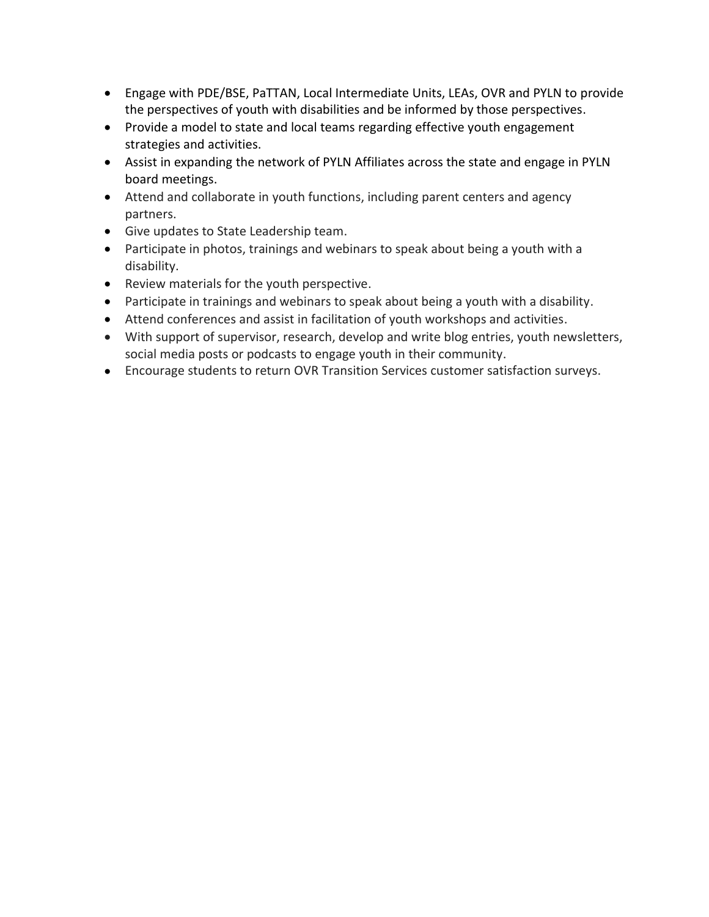- Engage with PDE/BSE, PaTTAN, Local Intermediate Units, LEAs, OVR and PYLN to provide the perspectives of youth with disabilities and be informed by those perspectives.
- Provide a model to state and local teams regarding effective youth engagement strategies and activities.
- Assist in expanding the network of PYLN Affiliates across the state and engage in PYLN board meetings.
- Attend and collaborate in youth functions, including parent centers and agency partners.
- Give updates to State Leadership team.
- Participate in photos, trainings and webinars to speak about being a youth with a disability.
- Review materials for the youth perspective.
- Participate in trainings and webinars to speak about being a youth with a disability.
- Attend conferences and assist in facilitation of youth workshops and activities.
- With support of supervisor, research, develop and write blog entries, youth newsletters, social media posts or podcasts to engage youth in their community.
- Encourage students to return OVR Transition Services customer satisfaction surveys.